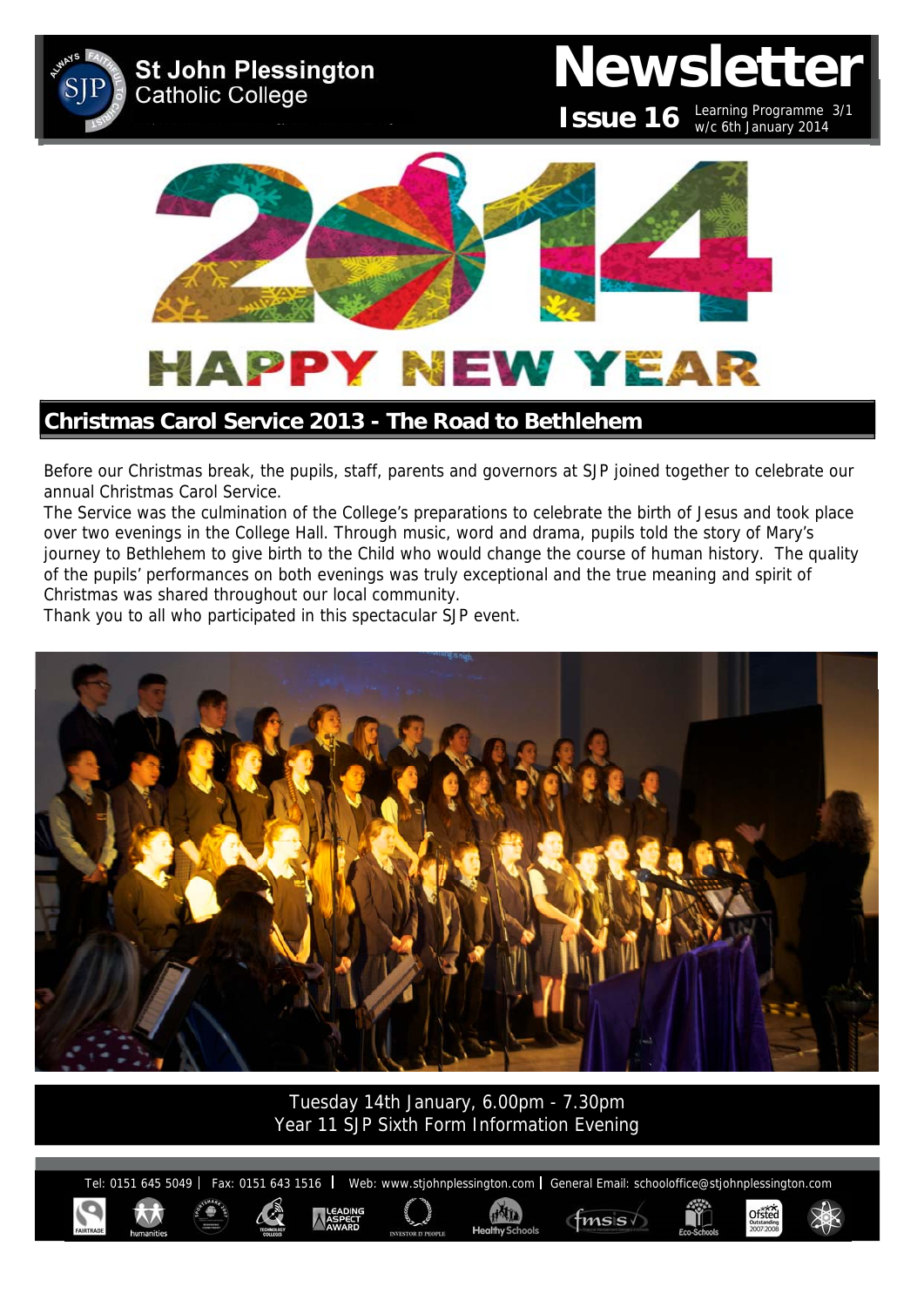# St John Plessington Catholic College

# Newsletter

**Issue 16** Learning Programme 3/1 w/c 6th January 2014

HAPPY NEW YEAR

## Christmas Carol Service 2013 - The Road to Bethlehem

Before our Christmas break, the pupils, staff, parents and governors at SJP joined together to celebrate our annual Christmas Carol Service.

The Service was the culmination of the College's preparations to celebrate the birth of Jesus and took place over two evenings in the College Hall. Through music, word and drama, pupils told the story of Mary's journey to Bethlehem to give birth to the Child who would change the course of human history. The quality of the pupils' performances on both evenings was truly exceptional and the true meaning and spirit of Christmas was shared throughout our local community.

Thank you to all who participated in this spectacular SJP event.

Tuesday 14th January, 6.00pm - 7.30pm
Year 11 SJP Sixth Form Information Evening

Tel: 0151 645 5049 | Fax: 0151 643 1516 | Web: www.stjohnplessington.com | General Email: schooloffice@stjohnplessington.com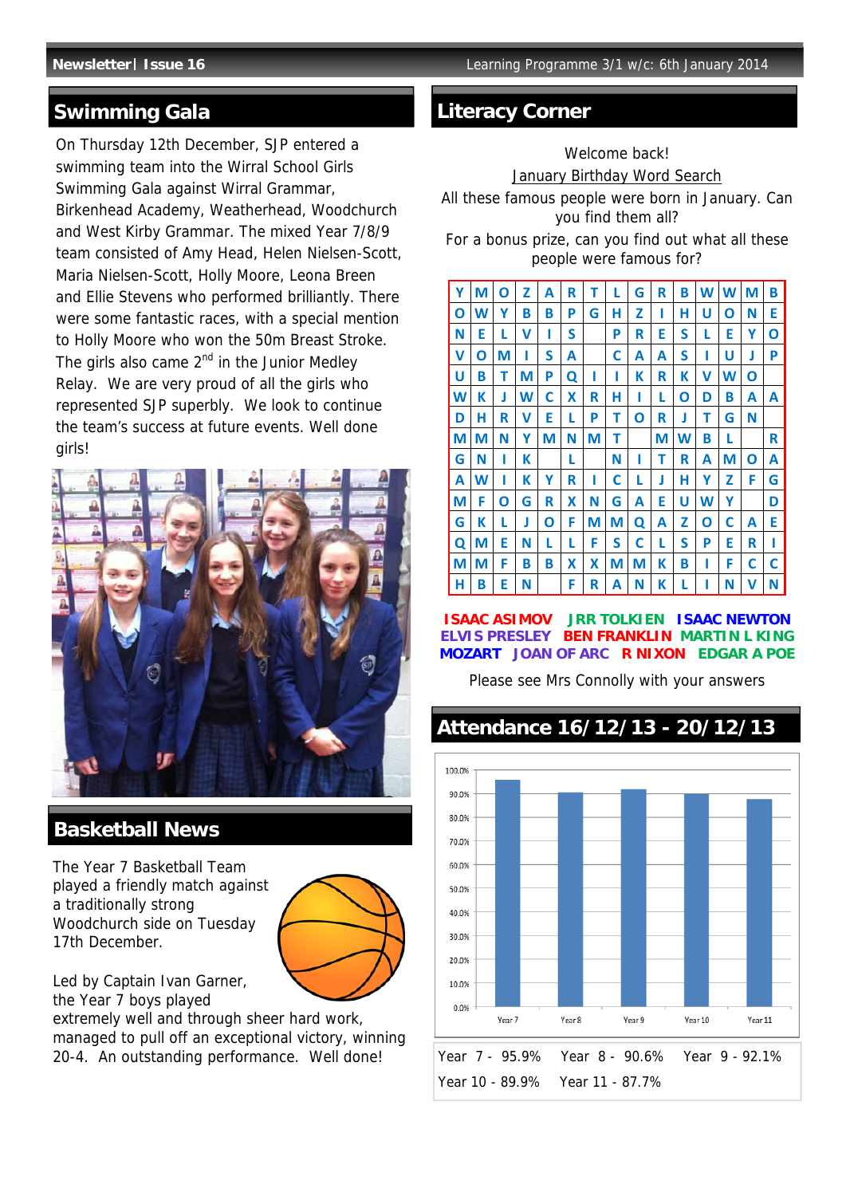## Swimming Gala

On Thursday 12th December, SJP entered a swimming team into the Wirral School Girls Swimming Gala against Wirral Grammar, Birkenhead Academy, Weatherhead, Woodchurch and West Kirby Grammar. The mixed Year 7/8/9 team consisted of Amy Head, Helen Nielsen-Scott, Maria Nielsen-Scott, Holly Moore, Leona Breen and Ellie Stevens who performed brilliantly. There were some fantastic races, with a special mention to Holly Moore who won the 50m Breast Stroke. The girls also came 2nd in the Junior Medley Relay. We are very proud of all the girls who represented SJP superbly. We look to continue the team's success at future events. Well done girls!

## Basketball News

The Year 7 Basketball Team played a friendly match against a traditionally strong Woodchurch side on Tuesday 17th December.

Led by Captain Ivan Garner, the Year 7 boys played extremely well and through sheer hard work, managed to pull off an exceptional victory, winning 20-4. An outstanding performance. Well done!

## Literacy Corner

Welcome back!

January Birthday Word Search

All these famous people were born in January. Can you find them all?

For a bonus prize, can you find out what all these people were famous for?

| | | | | | | | | | | | | | | |
|---|---|---|---|---|---|---|---|---|---|---|---|---|---|---|
| Y | M | O | Z | A | R | T | L | G | R | B | W | W | M | B |
| O | W | Y | B | B | P | G | H | Z | I | H | U | O | N | E |
| N | E | L | V | I | S | | P | R | E | S | L | E | Y | O |
| V | O | M | I | S | A | | C | A | A | S | I | U | J | P |
| U | B | T | M | P | Q | I | I | K | R | K | V | W | O | |
| W | K | J | W | C | X | R | H | I | L | O | D | B | A | A |
| D | H | R | V | E | L | P | T | O | R | J | T | G | N | |
| M | M | N | Y | M | N | M | T | | M | W | B | L | | R |
| G | N | I | K | | L | | N | I | T | R | A | M | O | A |
| A | W | I | K | Y | R | I | C | L | J | H | Y | Z | F | G |
| M | F | O | G | R | X | N | G | A | E | U | W | Y | | D |
| G | K | L | J | O | F | M | M | Q | A | Z | O | C | A | E |
| Q | M | E | N | L | L | F | S | C | L | S | P | E | R | I |
| M | M | F | B | B | X | X | M | M | K | B | I | F | C | C |
| H | B | E | N | | F | R | A | N | K | L | I | N | V | N |

**ISAAC ASIMOV** **JRR TOLKIEN** **ISAAC NEWTON**
**ELVIS PRESLEY** **BEN FRANKLIN** **MARTIN L KING**
**MOZART** **JOAN OF ARC** **R NIXON** **EDGAR A POE**

Please see Mrs Connolly with your answers

## Attendance 16/12/13 - 20/12/13

Year 7 - 95.9% Year 8 - 90.6% Year 9 - 92.1%
Year 10 - 89.9% Year 11 - 87.7%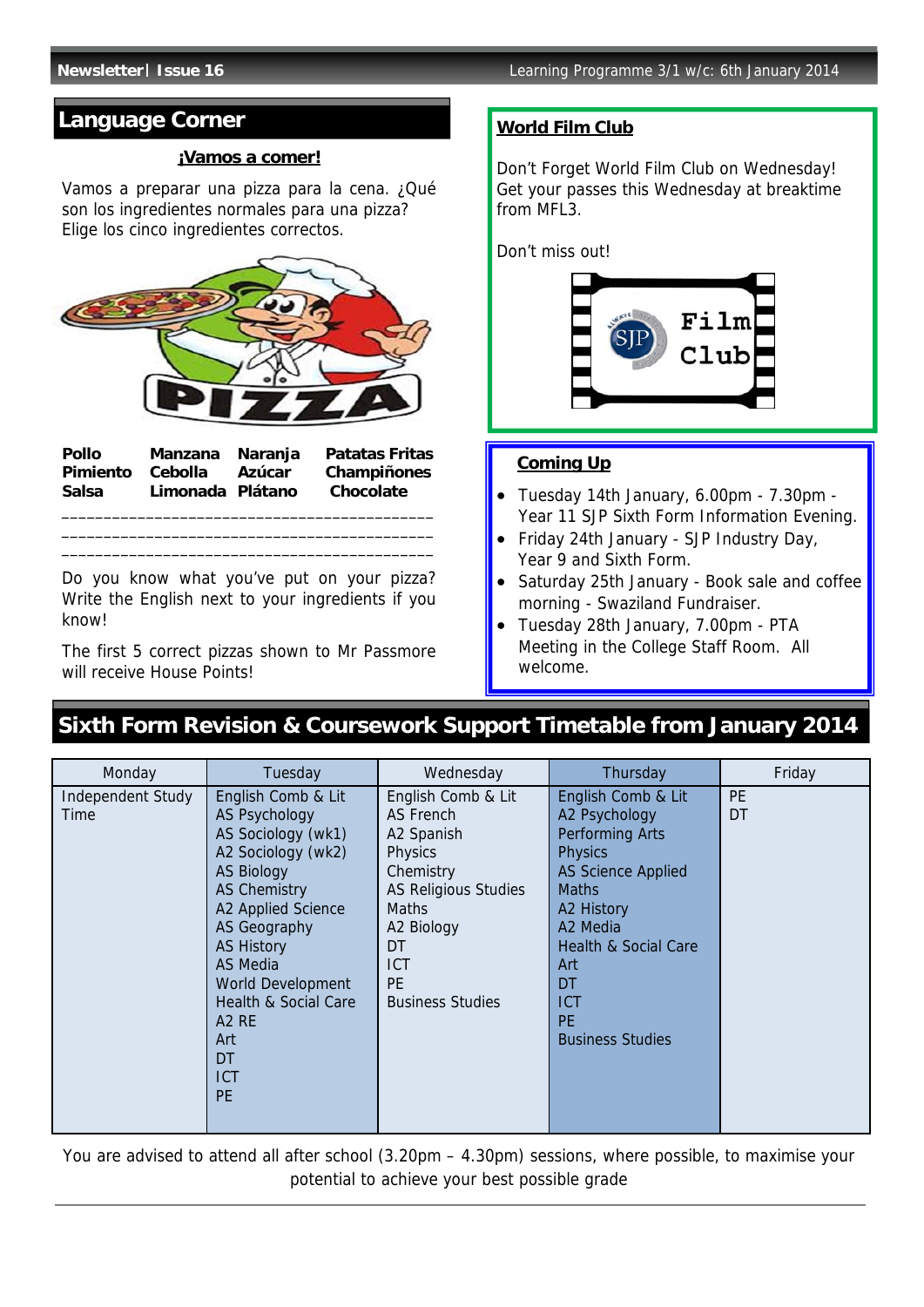# Language Corner

**¡Vamos a comer!**

Vamos a preparar una pizza para la cena. ¿Qué son los ingredientes normales para una pizza? Elige los cinco ingredientes correctos.

| | | | |
|---|---|---|---|
| **Pollo** | **Manzana** | **Naranja** | **Patatas Fritas** |
| **Pimiento** | **Cebolla** | **Azúcar** | **Champiñones** |
| **Salsa** | **Limonada** | **Plátano** | **Chocolate** |

___________________________________________

___________________________________________

___________________________________________

Do you know what you've put on your pizza? Write the English next to your ingredients if you know!

The first 5 correct pizzas shown to Mr Passmore will receive House Points!

## World Film Club

Don't Forget World Film Club on Wednesday! Get your passes this Wednesday at breaktime from MFL3.

Don't miss out!

## Coming Up

- Tuesday 14th January, 6.00pm - 7.30pm - Year 11 SJP Sixth Form Information Evening.
- Friday 24th January - SJP Industry Day, Year 9 and Sixth Form.
- Saturday 25th January - Book sale and coffee morning - Swaziland Fundraiser.
- Tuesday 28th January, 7.00pm - PTA Meeting in the College Staff Room. All welcome.

# Sixth Form Revision & Coursework Support Timetable from January 2014

| Monday | Tuesday | Wednesday | Thursday | Friday |
|---|---|---|---|---|
| Independent Study Time | English Comb & Lit<br>AS Psychology<br>AS Sociology (wk1)<br>A2 Sociology (wk2)<br>AS Biology<br>AS Chemistry<br>A2 Applied Science<br>AS Geography<br>AS History<br>AS Media<br>World Development<br>Health & Social Care<br>A2 RE<br>Art<br>DT<br>ICT<br>PE | English Comb & Lit<br>AS French<br>A2 Spanish<br>Physics<br>Chemistry<br>AS Religious Studies<br>Maths<br>A2 Biology<br>DT<br>ICT<br>PE<br>Business Studies | English Comb & Lit<br>A2 Psychology<br>Performing Arts<br>Physics<br>AS Science Applied<br>Maths<br>A2 History<br>A2 Media<br>Health & Social Care<br>Art<br>DT<br>ICT<br>PE<br>Business Studies | PE<br>DT |

You are advised to attend all after school (3.20pm – 4.30pm) sessions, where possible, to maximise your potential to achieve your best possible grade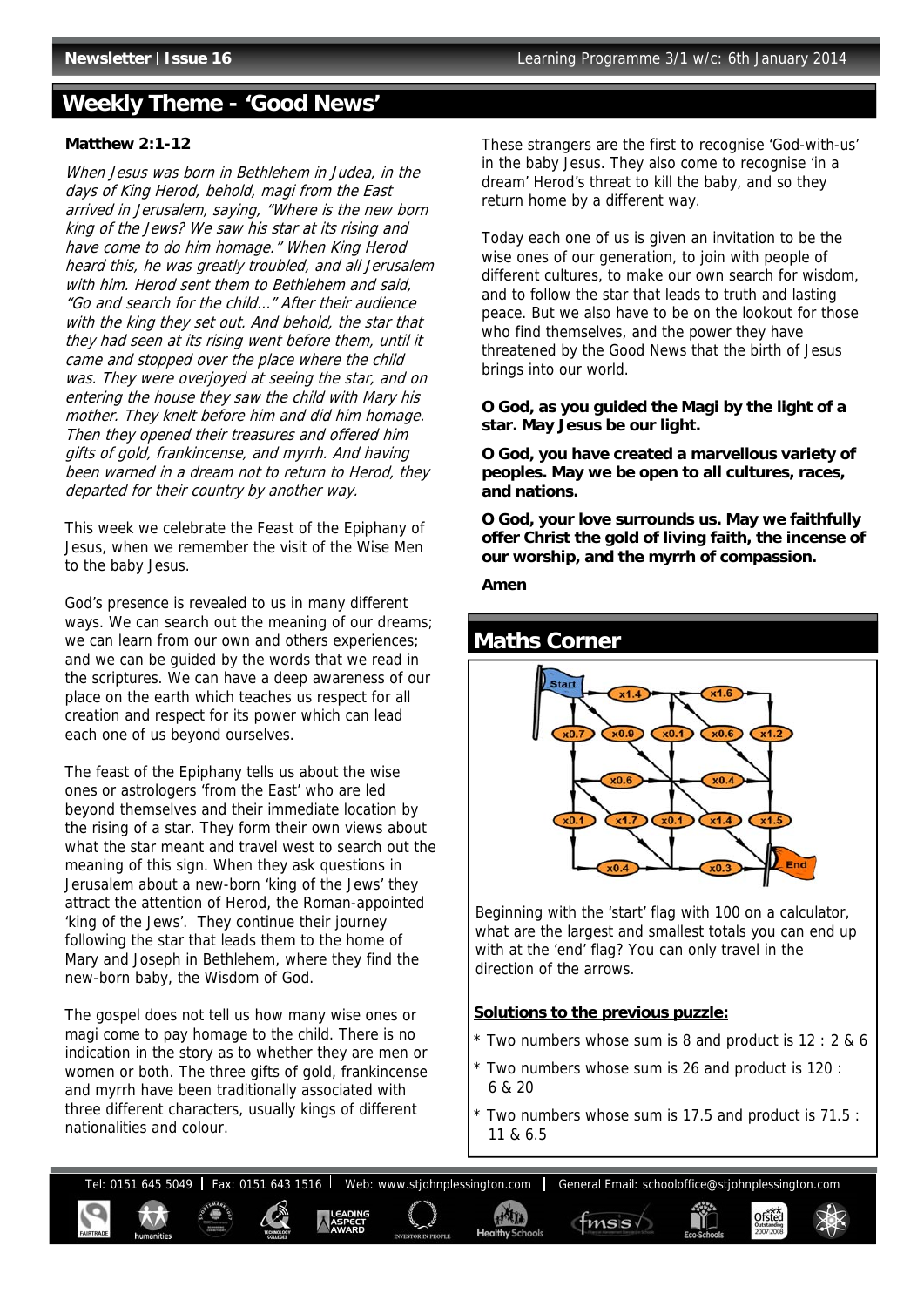## Weekly Theme - 'Good News'

**Matthew 2:1-12**

*When Jesus was born in Bethlehem in Judea, in the days of King Herod, behold, magi from the East arrived in Jerusalem, saying, "Where is the new born king of the Jews? We saw his star at its rising and have come to do him homage." When King Herod heard this, he was greatly troubled, and all Jerusalem with him. Herod sent them to Bethlehem and said, "Go and search for the child…" After their audience with the king they set out. And behold, the star that they had seen at its rising went before them, until it came and stopped over the place where the child was. They were overjoyed at seeing the star, and on entering the house they saw the child with Mary his mother. They knelt before him and did him homage. Then they opened their treasures and offered him gifts of gold, frankincense, and myrrh. And having been warned in a dream not to return to Herod, they departed for their country by another way.*

This week we celebrate the Feast of the Epiphany of Jesus, when we remember the visit of the Wise Men to the baby Jesus.

God's presence is revealed to us in many different ways. We can search out the meaning of our dreams; we can learn from our own and others experiences; and we can be guided by the words that we read in the scriptures. We can have a deep awareness of our place on the earth which teaches us respect for all creation and respect for its power which can lead each one of us beyond ourselves.

The feast of the Epiphany tells us about the wise ones or astrologers 'from the East' who are led beyond themselves and their immediate location by the rising of a star. They form their own views about what the star meant and travel west to search out the meaning of this sign. When they ask questions in Jerusalem about a new-born 'king of the Jews' they attract the attention of Herod, the Roman-appointed 'king of the Jews'. They continue their journey following the star that leads them to the home of Mary and Joseph in Bethlehem, where they find the new-born baby, the Wisdom of God.

The gospel does not tell us how many wise ones or magi come to pay homage to the child. There is no indication in the story as to whether they are men or women or both. The three gifts of gold, frankincense and myrrh have been traditionally associated with three different characters, usually kings of different nationalities and colour.

These strangers are the first to recognise 'God-with-us' in the baby Jesus. They also come to recognise 'in a dream' Herod's threat to kill the baby, and so they return home by a different way.

Today each one of us is given an invitation to be the wise ones of our generation, to join with people of different cultures, to make our own search for wisdom, and to follow the star that leads to truth and lasting peace. But we also have to be on the lookout for those who find themselves, and the power they have threatened by the Good News that the birth of Jesus brings into our world.

**O God, as you guided the Magi by the light of a star. May Jesus be our light.**

**O God, you have created a marvellous variety of peoples. May we be open to all cultures, races, and nations.**

**O God, your love surrounds us. May we faithfully offer Christ the gold of living faith, the incense of our worship, and the myrrh of compassion.**

**Amen**

## Maths Corner

Start
x1.4
x1.6
x0.7
x0.9
x0.1
x0.6
x1.2
x0.6
x0.4
x0.1
x1.7
x0.1
x1.4
x1.5
x0.4
x0.3
End

Beginning with the 'start' flag with 100 on a calculator, what are the largest and smallest totals you can end up with at the 'end' flag? You can only travel in the direction of the arrows.

**Solutions to the previous puzzle:**

* Two numbers whose sum is 8 and product is 12 : 2 & 6
* Two numbers whose sum is 26 and product is 120 : 6 & 20
* Two numbers whose sum is 17.5 and product is 71.5 : 11 & 6.5